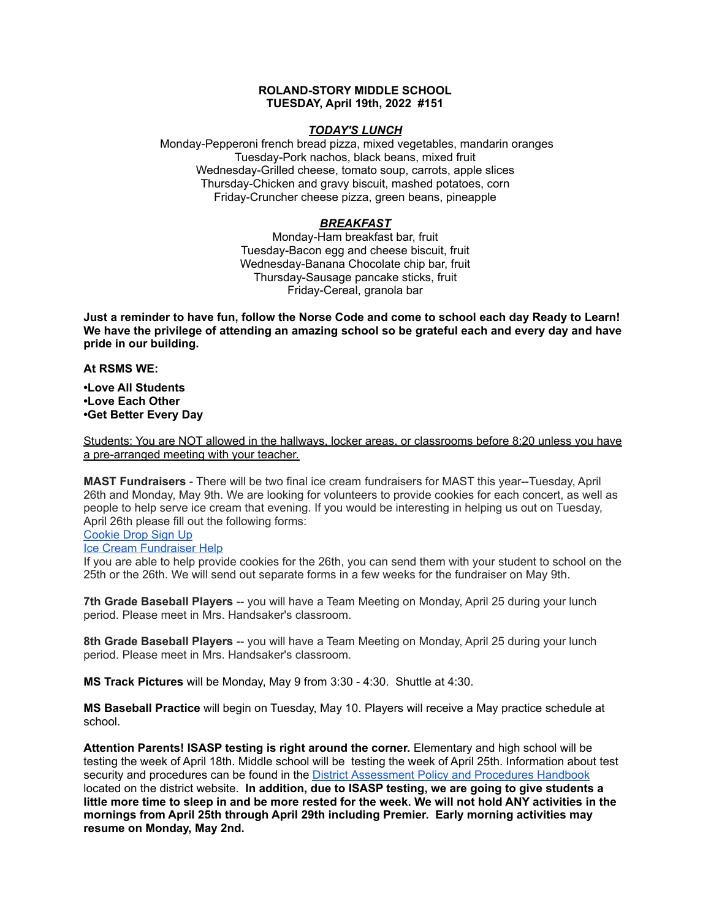**ROLAND-STORY MIDDLE SCHOOL**
**TUESDAY, April 19th, 2022 #151**

***TODAY'S LUNCH***

Monday-Pepperoni french bread pizza, mixed vegetables, mandarin oranges
Tuesday-Pork nachos, black beans, mixed fruit
Wednesday-Grilled cheese, tomato soup, carrots, apple slices
Thursday-Chicken and gravy biscuit, mashed potatoes, corn
Friday-Cruncher cheese pizza, green beans, pineapple

***BREAKFAST***

Monday-Ham breakfast bar, fruit
Tuesday-Bacon egg and cheese biscuit, fruit
Wednesday-Banana Chocolate chip bar, fruit
Thursday-Sausage pancake sticks, fruit
Friday-Cereal, granola bar

**Just a reminder to have fun, follow the Norse Code and come to school each day Ready to Learn! We have the privilege of attending an amazing school so be grateful each and every day and have pride in our building.**

**At RSMS WE:**

**•Love All Students**
**•Love Each Other**
**•Get Better Every Day**

Students: You are NOT allowed in the hallways, locker areas, or classrooms before 8:20 unless you have a pre-arranged meeting with your teacher.

**MAST Fundraisers** - There will be two final ice cream fundraisers for MAST this year--Tuesday, April 26th and Monday, May 9th. We are looking for volunteers to provide cookies for each concert, as well as people to help serve ice cream that evening. If you would be interesting in helping us out on Tuesday, April 26th please fill out the following forms:
Cookie Drop Sign Up
Ice Cream Fundraiser Help
If you are able to help provide cookies for the 26th, you can send them with your student to school on the 25th or the 26th. We will send out separate forms in a few weeks for the fundraiser on May 9th.

**7th Grade Baseball Players** -- you will have a Team Meeting on Monday, April 25 during your lunch period. Please meet in Mrs. Handsaker's classroom.

**8th Grade Baseball Players** -- you will have a Team Meeting on Monday, April 25 during your lunch period. Please meet in Mrs. Handsaker's classroom.

**MS Track Pictures** will be Monday, May 9 from 3:30 - 4:30. Shuttle at 4:30.

**MS Baseball Practice** will begin on Tuesday, May 10. Players will receive a May practice schedule at school.

**Attention Parents! ISASP testing is right around the corner.** Elementary and high school will be testing the week of April 18th. Middle school will be testing the week of April 25th. Information about test security and procedures can be found in the District Assessment Policy and Procedures Handbook located on the district website. **In addition, due to ISASP testing, we are going to give students a little more time to sleep in and be more rested for the week. We will not hold ANY activities in the mornings from April 25th through April 29th including Premier. Early morning activities may resume on Monday, May 2nd.**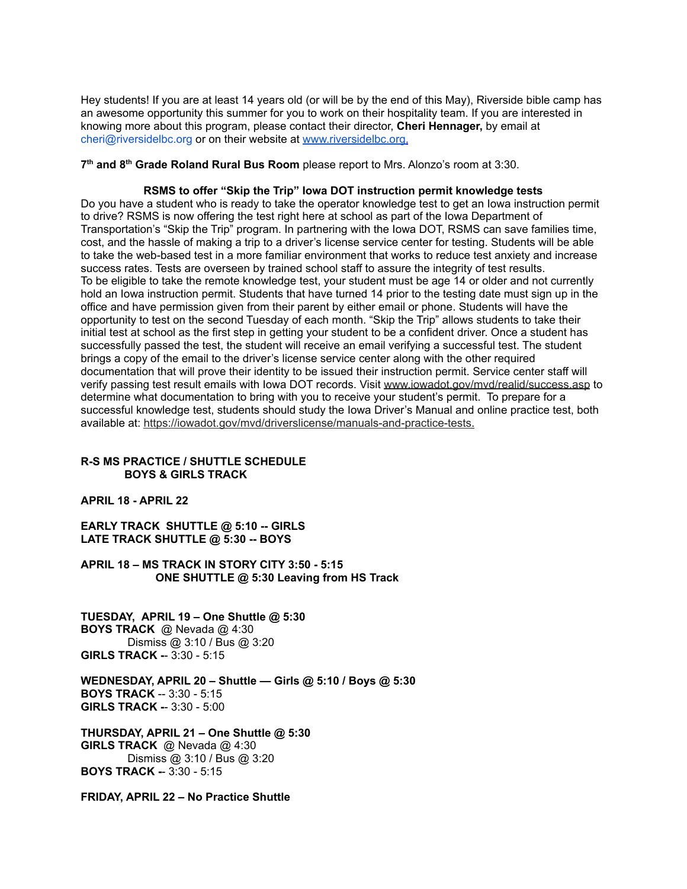Hey students! If you are at least 14 years old (or will be by the end of this May), Riverside bible camp has an awesome opportunity this summer for you to work on their hospitality team. If you are interested in knowing more about this program, please contact their director, **Cheri Hennager,** by email at cheri@riversidelbc.org or on their website at [www.riversidelbc.org.](http://www.riversidelbc.org)

**7th and 8th Grade Roland Rural Bus Room** please report to Mrs. Alonzo's room at 3:30.

**RSMS to offer "Skip the Trip" Iowa DOT instruction permit knowledge tests**

Do you have a student who is ready to take the operator knowledge test to get an Iowa instruction permit to drive? RSMS is now offering the test right here at school as part of the Iowa Department of Transportation's "Skip the Trip" program. In partnering with the Iowa DOT, RSMS can save families time, cost, and the hassle of making a trip to a driver's license service center for testing. Students will be able to take the web-based test in a more familiar environment that works to reduce test anxiety and increase success rates. Tests are overseen by trained school staff to assure the integrity of test results.

To be eligible to take the remote knowledge test, your student must be age 14 or older and not currently hold an Iowa instruction permit. Students that have turned 14 prior to the testing date must sign up in the office and have permission given from their parent by either email or phone. Students will have the opportunity to test on the second Tuesday of each month. "Skip the Trip" allows students to take their initial test at school as the first step in getting your student to be a confident driver. Once a student has successfully passed the test, the student will receive an email verifying a successful test. The student brings a copy of the email to the driver's license service center along with the other required documentation that will prove their identity to be issued their instruction permit. Service center staff will verify passing test result emails with Iowa DOT records. Visit www.iowadot.gov/mvd/realid/success.asp to determine what documentation to bring with you to receive your student's permit. To prepare for a successful knowledge test, students should study the Iowa Driver's Manual and online practice test, both available at: https://iowadot.gov/mvd/driverslicense/manuals-and-practice-tests.

**R-S MS PRACTICE / SHUTTLE SCHEDULE**
**BOYS & GIRLS TRACK**

**APRIL 18 - APRIL 22**

**EARLY TRACK SHUTTLE @ 5:10 -- GIRLS**
**LATE TRACK SHUTTLE @ 5:30 -- BOYS**

**APRIL 18 – MS TRACK IN STORY CITY 3:50 - 5:15**
**ONE SHUTTLE @ 5:30 Leaving from HS Track**

**TUESDAY, APRIL 19 – One Shuttle @ 5:30**
**BOYS TRACK** @ Nevada @ 4:30
Dismiss @ 3:10 / Bus @ 3:20
**GIRLS TRACK --** 3:30 - 5:15

**WEDNESDAY, APRIL 20 – Shuttle — Girls @ 5:10 / Boys @ 5:30**
**BOYS TRACK** -- 3:30 - 5:15
**GIRLS TRACK --** 3:30 - 5:00

**THURSDAY, APRIL 21 – One Shuttle @ 5:30**
**GIRLS TRACK** @ Nevada @ 4:30
Dismiss @ 3:10 / Bus @ 3:20
**BOYS TRACK --** 3:30 - 5:15

**FRIDAY, APRIL 22 – No Practice Shuttle**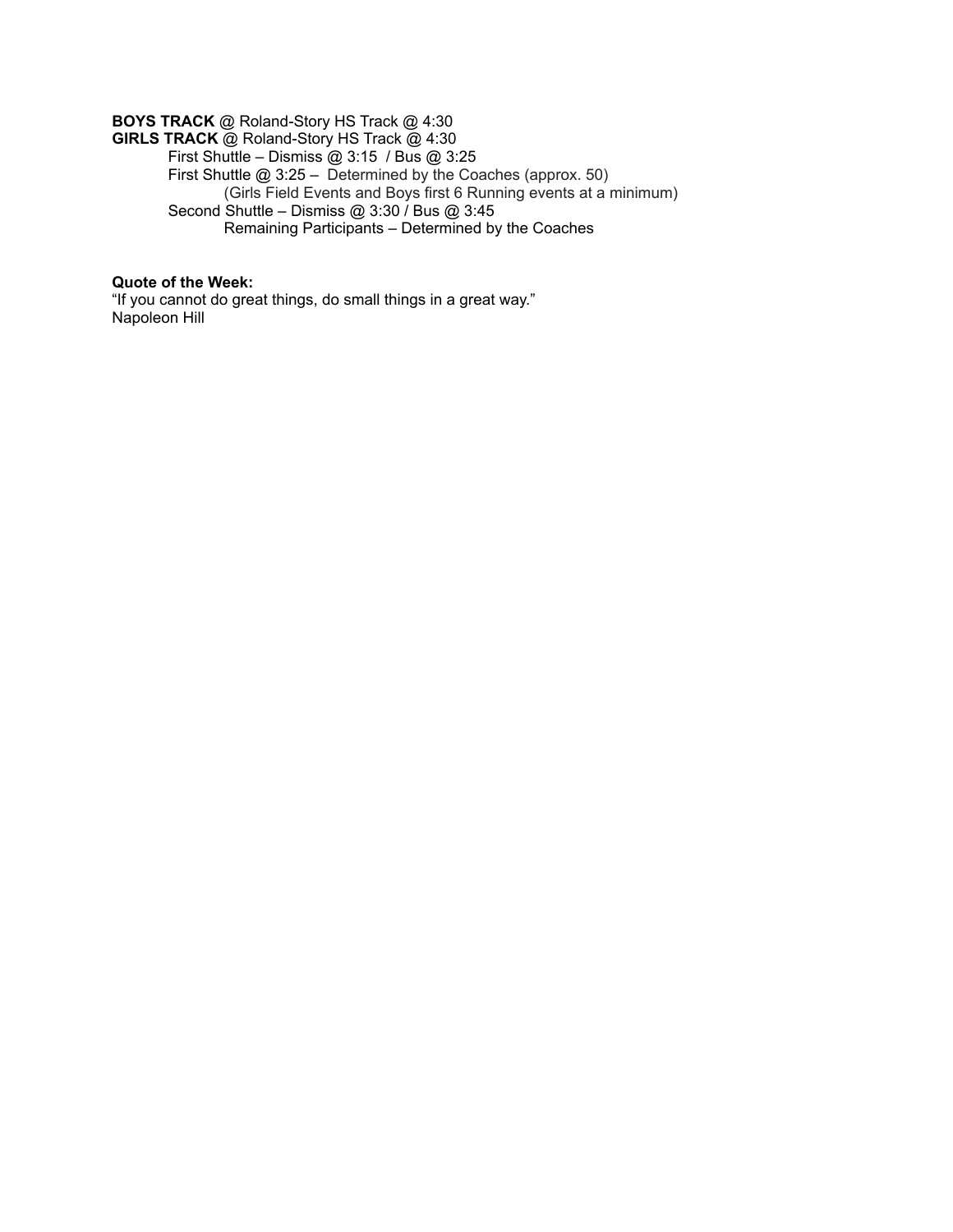**BOYS TRACK** @ Roland-Story HS Track @ 4:30
**GIRLS TRACK** @ Roland-Story HS Track @ 4:30

First Shuttle – Dismiss @ 3:15 / Bus @ 3:25
First Shuttle @ 3:25 – Determined by the Coaches (approx. 50)
(Girls Field Events and Boys first 6 Running events at a minimum)
Second Shuttle – Dismiss @ 3:30 / Bus @ 3:45
Remaining Participants – Determined by the Coaches

**Quote of the Week:**
"If you cannot do great things, do small things in a great way."
Napoleon Hill